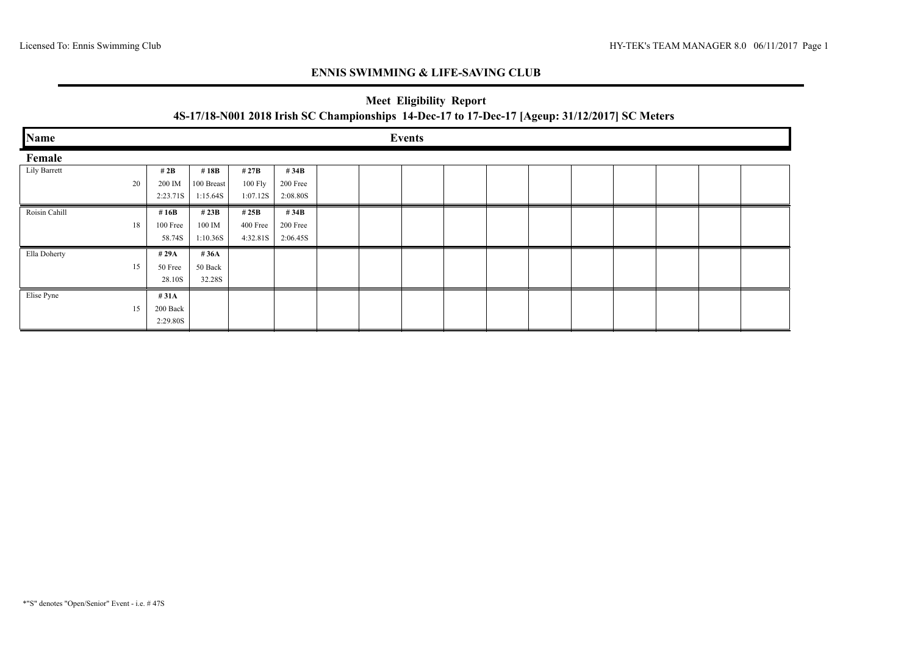Licensed To: Ennis Swimming Club

HY-TEK's TEAM MANAGER 8.0 06/11/2017

## ENNIS SWIMMING & LIFE-SAVING CLUB

### Meet Eligibility Report

### 4S-17/18-N001 2018 Irish SC Championships 14-Dec-17 to 17-Dec-17 [Ageup: 31/12/2017] SC Meters

| Name | Age | Events | | | |
|---|---|---|---|---|---|
| **Female** | | | | | |
| Lily Barrett | 20 | **# 2B**<br>200 IM<br>2:23.71S | **# 18B**<br>100 Breast<br>1:15.64S | **# 27B**<br>100 Fly<br>1:07.12S | **# 34B**<br>200 Free<br>2:08.80S |
| Roisin Cahill | 18 | **# 16B**<br>100 Free<br>58.74S | **# 23B**<br>100 IM<br>1:10.36S | **# 25B**<br>400 Free<br>4:32.81S | **# 34B**<br>200 Free<br>2:06.45S |
| Ella Doherty | 15 | **# 29A**<br>50 Free<br>28.10S | **# 36A**<br>50 Back<br>32.28S | | |
| Elise Pyne | 15 | **# 31A**<br>200 Back<br>2:29.80S | | | |

*"S" denotes "Open/Senior" Event - i.e. # 47S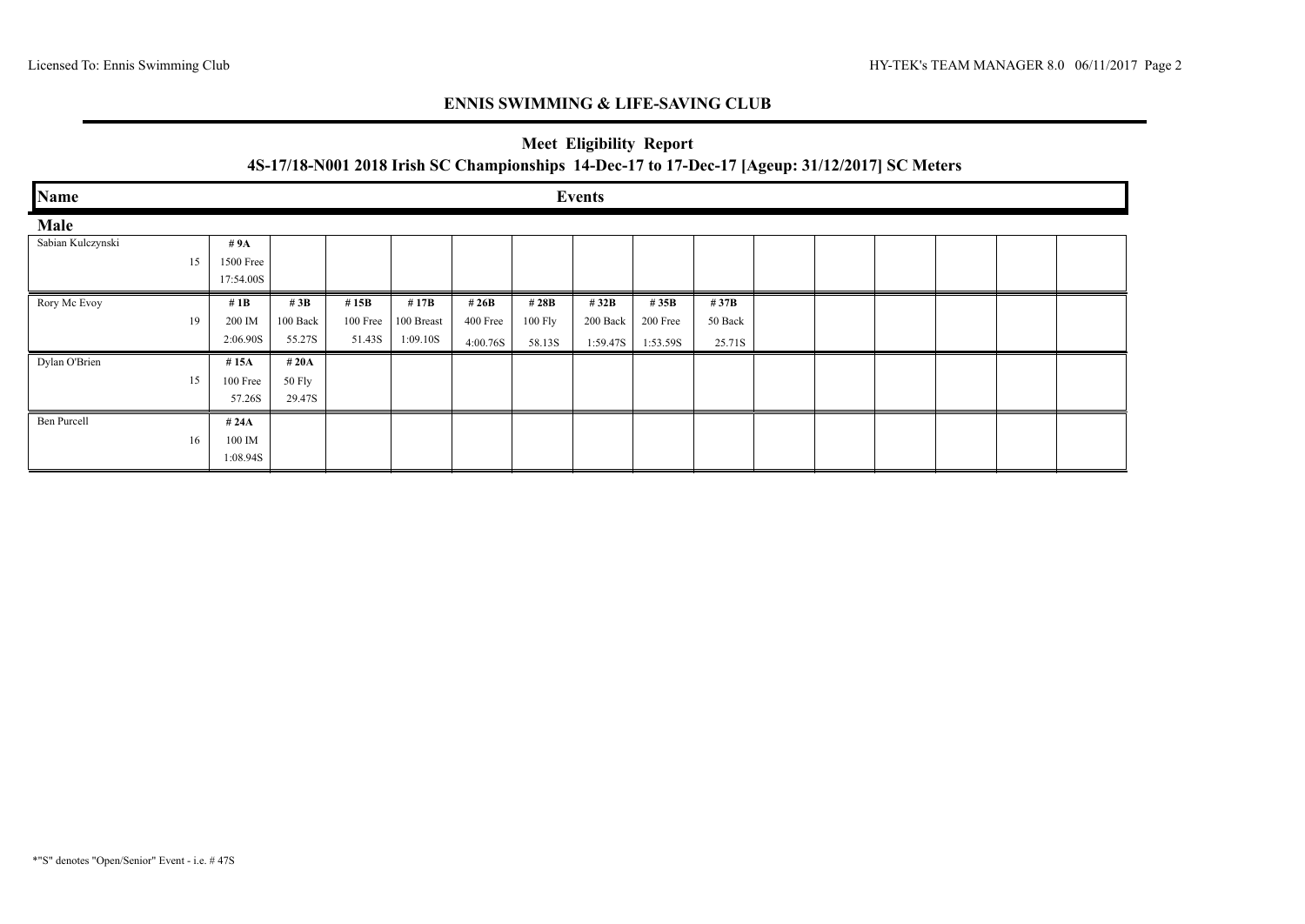## ENNIS SWIMMING & LIFE-SAVING CLUB

### Meet Eligibility Report

### 4S-17/18-N001 2018 Irish SC Championships 14-Dec-17 to 17-Dec-17 [Ageup: 31/12/2017] SC Meters

| Name | Age | Events | | | | | | | | |
|---|---|---|---|---|---|---|---|---|---|---|
| **Male** | | | | | | | | | | |
| Sabian Kulczynski | 15 | **# 9A**<br>1500 Free<br>17:54.00S | | | | | | | | |
| Rory Mc Evoy | 19 | **# 1B**<br>200 IM<br>2:06.90S | **# 3B**<br>100 Back<br>55.27S | **# 15B**<br>100 Free<br>51.43S | **# 17B**<br>100 Breast<br>1:09.10S | **# 26B**<br>400 Free<br>4:00.76S | **# 28B**<br>100 Fly<br>58.13S | **# 32B**<br>200 Back<br>1:59.47S | **# 35B**<br>200 Free<br>1:53.59S | **# 37B**<br>50 Back<br>25.71S |
| Dylan O'Brien | 15 | **# 15A**<br>100 Free<br>57.26S | **# 20A**<br>50 Fly<br>29.47S | | | | | | | |
| Ben Purcell | 16 | **# 24A**<br>100 IM<br>1:08.94S | | | | | | | | |

*"S" denotes "Open/Senior" Event - i.e. # 47S